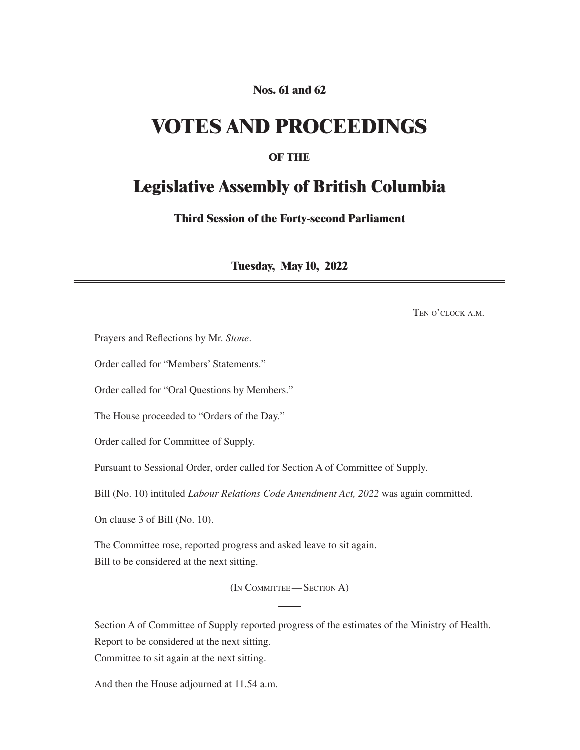**Nos. 61 and 62**

# VOTES AND PROCEEDINGS

**OF THE**

## Legislative Assembly of British Columbia

**Third Session of the Forty-second Parliament**

---

**Tuesday, May 10, 2022**

---

Ten o'clock a.m.

Prayers and Reflections by Mr. *Stone*.

Order called for "Members' Statements."

Order called for "Oral Questions by Members."

The House proceeded to "Orders of the Day."

Order called for Committee of Supply.

Pursuant to Sessional Order, order called for Section A of Committee of Supply.

Bill (No. 10) intituled *Labour Relations Code Amendment Act, 2022* was again committed.

On clause 3 of Bill (No. 10).

The Committee rose, reported progress and asked leave to sit again.
Bill to be considered at the next sitting.

(In Committee — Section A)

---

Section A of Committee of Supply reported progress of the estimates of the Ministry of Health.
Report to be considered at the next sitting.
Committee to sit again at the next sitting.

And then the House adjourned at 11.54 a.m.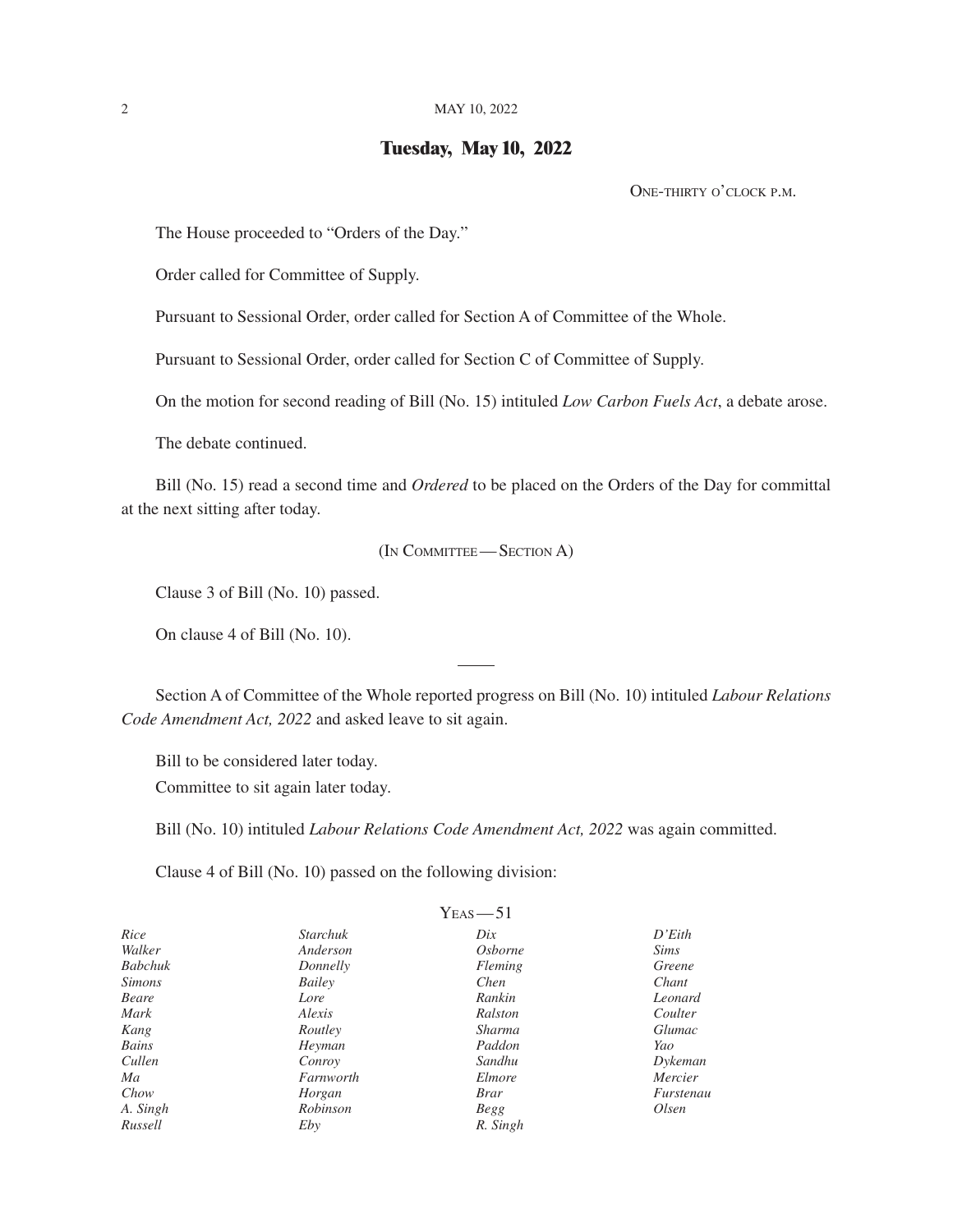## Tuesday, May 10, 2022

One-thirty o'clock p.m.

The House proceeded to "Orders of the Day."

Order called for Committee of Supply.

Pursuant to Sessional Order, order called for Section A of Committee of the Whole.

Pursuant to Sessional Order, order called for Section C of Committee of Supply.

On the motion for second reading of Bill (No. 15) intituled *Low Carbon Fuels Act*, a debate arose.

The debate continued.

Bill (No. 15) read a second time and *Ordered* to be placed on the Orders of the Day for committal at the next sitting after today.

(In Committee — Section A)

Clause 3 of Bill (No. 10) passed.

On clause 4 of Bill (No. 10).

---

Section A of Committee of the Whole reported progress on Bill (No. 10) intituled *Labour Relations Code Amendment Act, 2022* and asked leave to sit again.

Bill to be considered later today.
Committee to sit again later today.

Bill (No. 10) intituled *Labour Relations Code Amendment Act, 2022* was again committed.

Clause 4 of Bill (No. 10) passed on the following division:

Yeas — 51

| | | | |
|---|---|---|---|
| *Rice* | *Starchuk* | *Dix* | *D'Eith* |
| *Walker* | *Anderson* | *Osborne* | *Sims* |
| *Babchuk* | *Donnelly* | *Fleming* | *Greene* |
| *Simons* | *Bailey* | *Chen* | *Chant* |
| *Beare* | *Lore* | *Rankin* | *Leonard* |
| *Mark* | *Alexis* | *Ralston* | *Coulter* |
| *Kang* | *Routley* | *Sharma* | *Glumac* |
| *Bains* | *Heyman* | *Paddon* | *Yao* |
| *Cullen* | *Conroy* | *Sandhu* | *Dykeman* |
| *Ma* | *Farnworth* | *Elmore* | *Mercier* |
| *Chow* | *Horgan* | *Brar* | *Furstenau* |
| *A. Singh* | *Robinson* | *Begg* | *Olsen* |
| *Russell* | *Eby* | *R. Singh* | |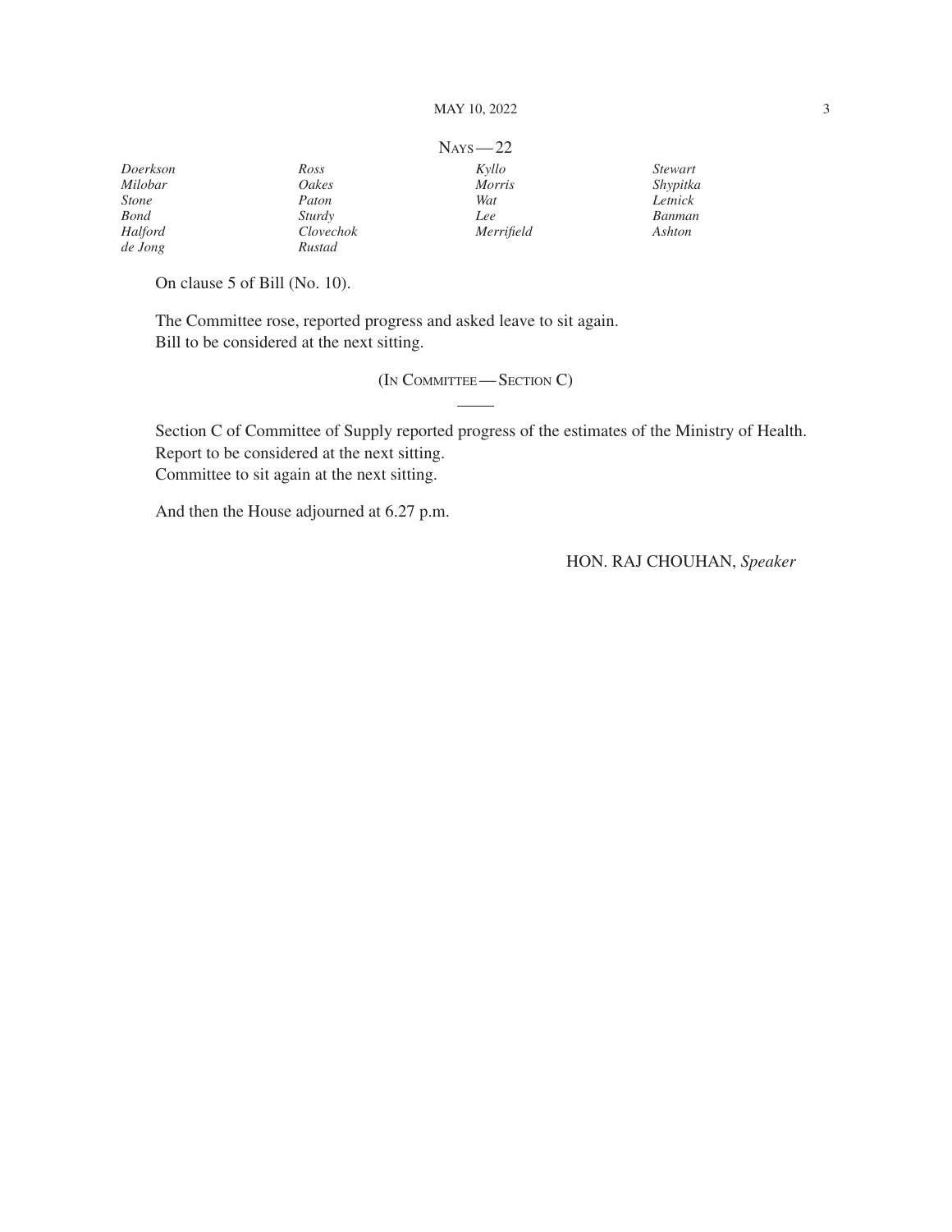Nays — 22

| | | | |
|---|---|---|---|
| *Doerkson* | *Ross* | *Kyllo* | *Stewart* |
| *Milobar* | *Oakes* | *Morris* | *Shypitka* |
| *Stone* | *Paton* | *Wat* | *Letnick* |
| *Bond* | *Sturdy* | *Lee* | *Banman* |
| *Halford* | *Clovechok* | *Merrifield* | *Ashton* |
| *de Jong* | *Rustad* | | |

On clause 5 of Bill (No. 10).

The Committee rose, reported progress and asked leave to sit again.
Bill to be considered at the next sitting.

(In Committee — Section C)

Section C of Committee of Supply reported progress of the estimates of the Ministry of Health.
Report to be considered at the next sitting.
Committee to sit again at the next sitting.

And then the House adjourned at 6.27 p.m.

HON. RAJ CHOUHAN, *Speaker*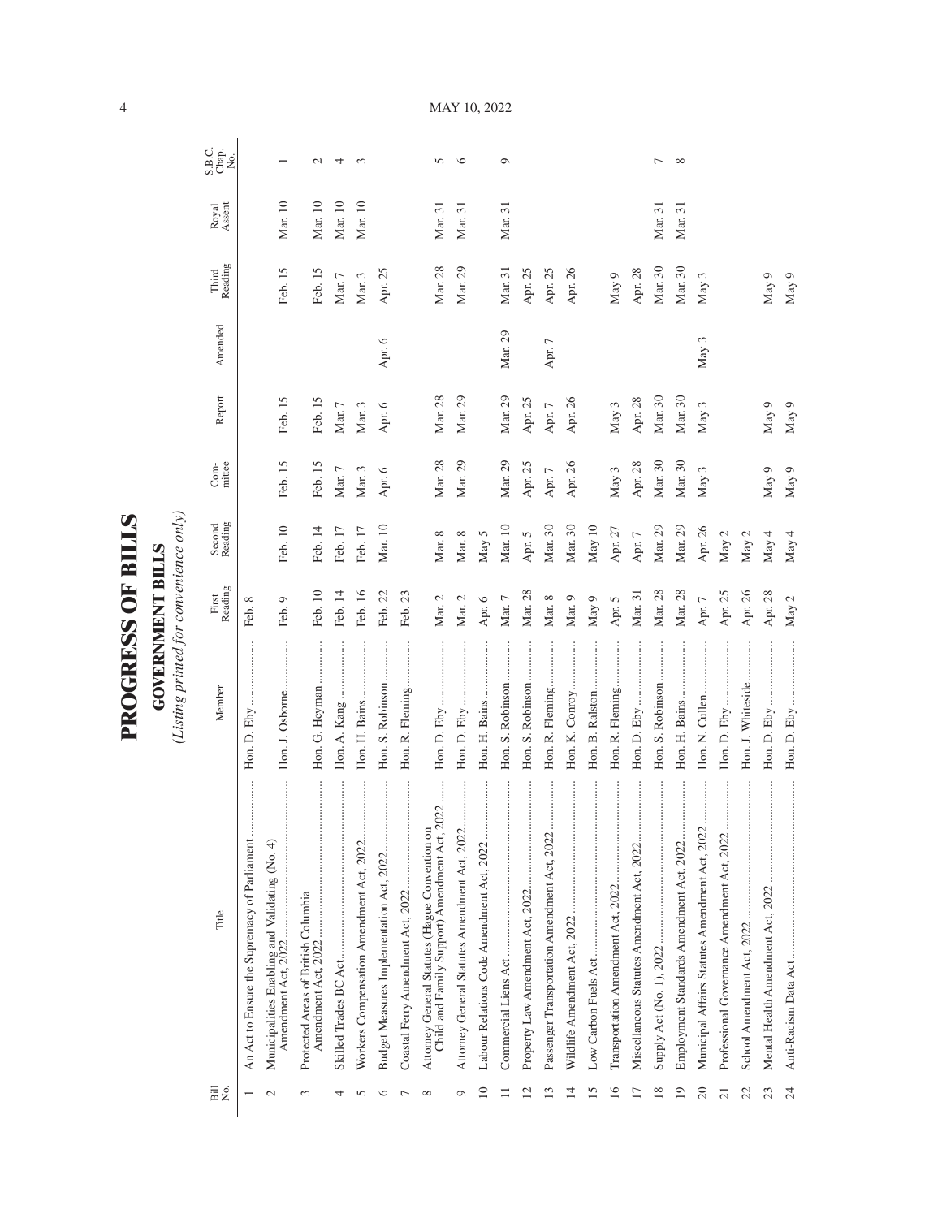# PROGRESS OF BILLS

## GOVERNMENT BILLS

*(Listing printed for convenience only)*

| Bill No. | Title | Member | First Reading | Second Reading | Com-mittee | Report | Amended | Third Reading | Royal Assent | S.B.C. Chap. No. |
|---|---|---|---|---|---|---|---|---|---|---|
| 1 | An Act to Ensure the Supremacy of Parliament | Hon. D. Eby | Feb. 8 | | | | | | | |
| 2 | Municipalities Enabling and Validating (No. 4) Amendment Act, 2022 | Hon. J. Osborne | Feb. 9 | Feb. 10 | Feb. 15 | Feb. 15 | | Feb. 15 | Mar. 10 | 1 |
| 3 | Protected Areas of British Columbia Amendment Act, 2022 | Hon. G. Heyman | Feb. 10 | Feb. 14 | Feb. 15 | Feb. 15 | | Feb. 15 | Mar. 10 | 2 |
| 4 | Skilled Trades BC Act | Hon. A. Kang | Feb. 14 | Feb. 17 | Mar. 7 | Mar. 7 | | Mar. 7 | Mar. 10 | 4 |
| 5 | Workers Compensation Amendment Act, 2022 | Hon. H. Bains | Feb. 16 | Feb. 17 | Mar. 3 | Mar. 3 | | Mar. 3 | Mar. 10 | 3 |
| 6 | Budget Measures Implementation Act, 2022 | Hon. S. Robinson | Feb. 22 | Mar. 10 | Apr. 6 | Apr. 6 | Apr. 6 | Apr. 25 | | |
| 7 | Coastal Ferry Amendment Act, 2022 | Hon. R. Fleming | Feb. 23 | | | | | | | |
| 8 | Attorney General Statutes (Hague Convention on Child and Family Support) Amendment Act, 2022 | Hon. D. Eby | Mar. 2 | Mar. 8 | Mar. 28 | Mar. 28 | | Mar. 28 | Mar. 31 | 5 |
| 9 | Attorney General Statutes Amendment Act, 2022 | Hon. D. Eby | Mar. 2 | Mar. 8 | Mar. 29 | Mar. 29 | | Mar. 29 | Mar. 31 | 6 |
| 10 | Labour Relations Code Amendment Act, 2022 | Hon. H. Bains | Apr. 6 | May 5 | | | | | | |
| 11 | Commercial Liens Act | Hon. S. Robinson | Mar. 7 | Mar. 10 | Mar. 29 | Mar. 29 | Mar. 29 | Mar. 31 | Mar. 31 | 9 |
| 12 | Property Law Amendment Act, 2022 | Hon. S. Robinson | Mar. 28 | Apr. 5 | Apr. 25 | Apr. 25 | | Apr. 25 | | |
| 13 | Passenger Transportation Amendment Act, 2022 | Hon. R. Fleming | Mar. 8 | Mar. 30 | Apr. 7 | Apr. 7 | Apr. 7 | Apr. 25 | | |
| 14 | Wildlife Amendment Act, 2022 | Hon. K. Conroy | Mar. 9 | Mar. 30 | Apr. 26 | Apr. 26 | | Apr. 26 | | |
| 15 | Low Carbon Fuels Act | Hon. B. Ralston | May 9 | May 10 | | | | | | |
| 16 | Transportation Amendment Act, 2022 | Hon. R. Fleming | Apr. 5 | Apr. 27 | May 3 | May 3 | | May 9 | | |
| 17 | Miscellaneous Statutes Amendment Act, 2022 | Hon. D. Eby | Mar. 31 | Apr. 7 | Apr. 28 | Apr. 28 | | Apr. 28 | | |
| 18 | Supply Act (No. 1), 2022 | Hon. S. Robinson | Mar. 28 | Mar. 29 | Mar. 30 | Mar. 30 | | Mar. 30 | Mar. 31 | 7 |
| 19 | Employment Standards Amendment Act, 2022 | Hon. H. Bains | Mar. 28 | Mar. 29 | Mar. 30 | Mar. 30 | | Mar. 30 | Mar. 31 | 8 |
| 20 | Municipal Affairs Statutes Amendment Act, 2022 | Hon. N. Cullen | Apr. 7 | Apr. 26 | May 3 | May 3 | May 3 | May 3 | | |
| 21 | Professional Governance Amendment Act, 2022 | Hon. D. Eby | Apr. 25 | May 2 | | | | | | |
| 22 | School Amendment Act, 2022 | Hon. J. Whiteside | Apr. 26 | May 2 | | | | | | |
| 23 | Mental Health Amendment Act, 2022 | Hon. D. Eby | Apr. 28 | May 4 | May 9 | May 9 | | May 9 | | |
| 24 | Anti-Racism Data Act | Hon. D. Eby | May 2 | May 4 | May 9 | May 9 | | May 9 | | |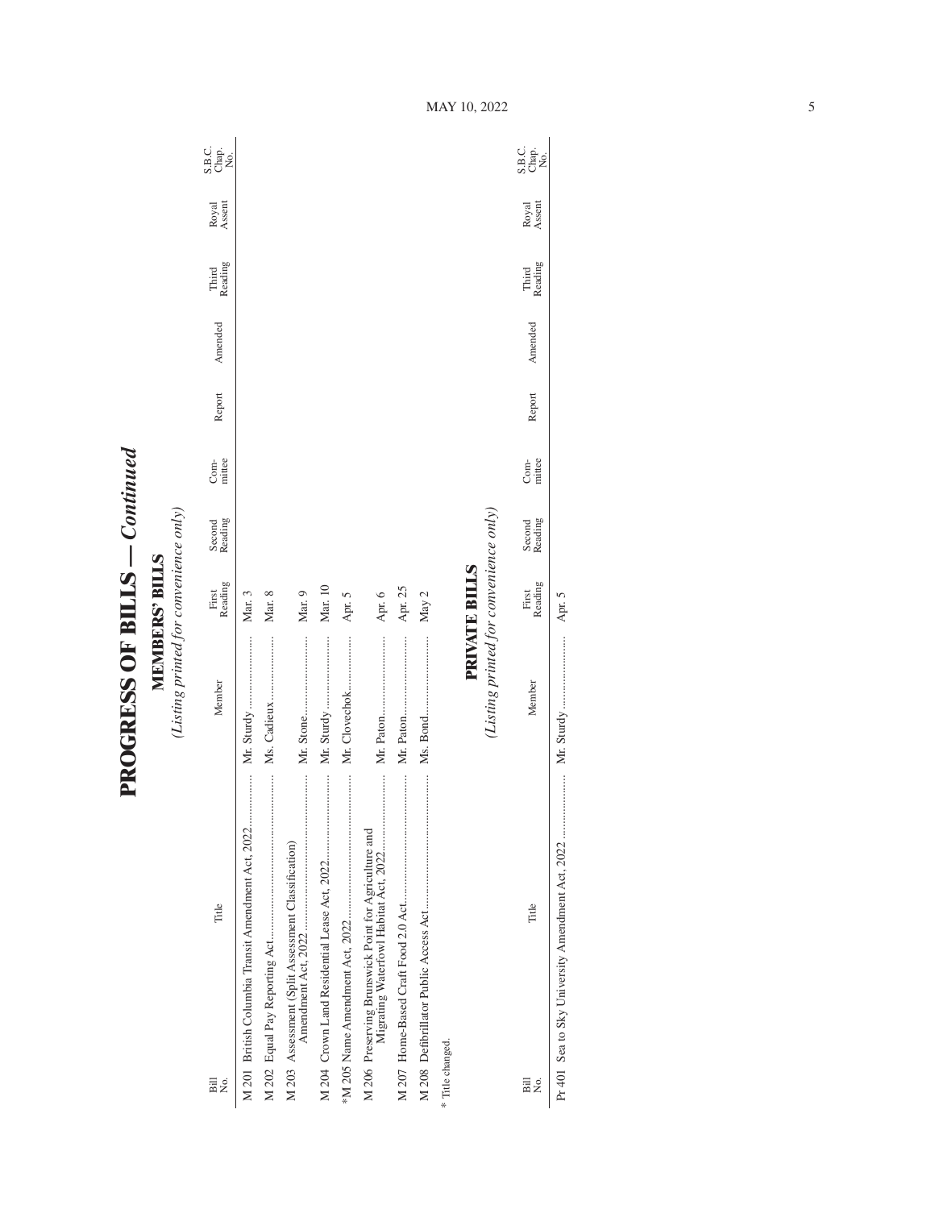# PROGRESS OF BILLS — *Continued*

## MEMBERS' BILLS

*(Listing printed for convenience only)*

| Bill No. | Title | Member | First Reading | Second Reading | Com-mittee | Report | Amended | Third Reading | Royal Assent | S.B.C. Chap. No. |
|---|---|---|---|---|---|---|---|---|---|---|
| M 201 | British Columbia Transit Amendment Act, 2022 | Mr. Sturdy | Mar. 3 | | | | | | | |
| M 202 | Equal Pay Reporting Act | Ms. Cadieux | Mar. 8 | | | | | | | |
| M 203 | Assessment (Split Assessment Classification) Amendment Act, 2022 | Mr. Stone | Mar. 9 | | | | | | | |
| M 204 | Crown Land Residential Lease Act, 2022 | Mr. Sturdy | Mar. 10 | | | | | | | |
| *M 205 | Name Amendment Act, 2022 | Mr. Clovechok | Apr. 5 | | | | | | | |
| M 206 | Preserving Brunswick Point for Agriculture and Migrating Waterfowl Habitat Act, 2022 | Mr. Paton | Apr. 6 | | | | | | | |
| M 207 | Home-Based Craft Food 2.0 Act | Mr. Paton | Apr. 25 | | | | | | | |
| M 208 | Defibrillator Public Access Act | Ms. Bond | May 2 | | | | | | | |

\* Title changed.

## PRIVATE BILLS

*(Listing printed for convenience only)*

| Bill No. | Title | Member | First Reading | Second Reading | Com-mittee | Report | Amended | Third Reading | Royal Assent | S.B.C. Chap. No. |
|---|---|---|---|---|---|---|---|---|---|---|
| Pr 401 | Sea to Sky University Amendment Act, 2022 | Mr. Sturdy | Apr. 5 | | | | | | | |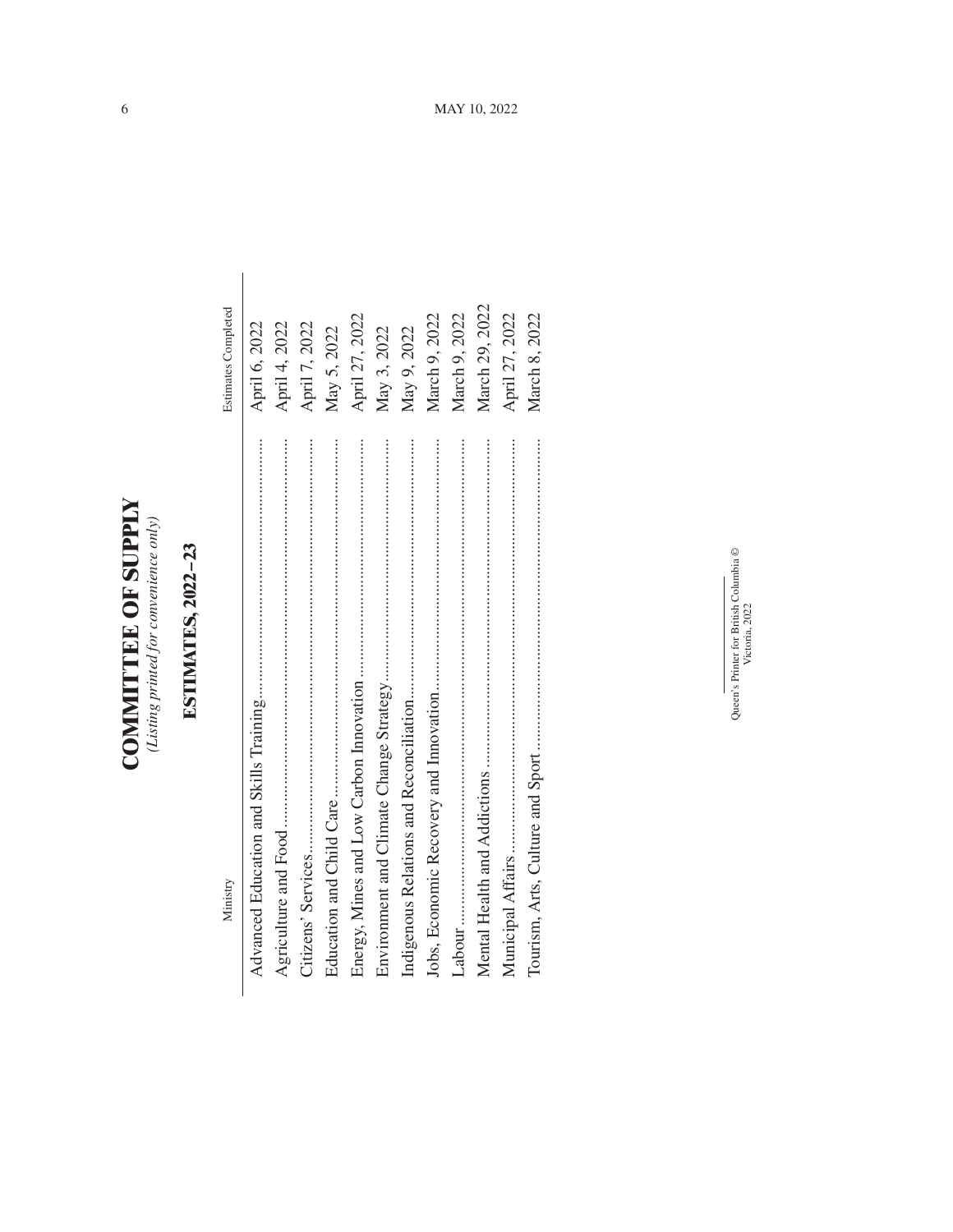# COMMITTEE OF SUPPLY

*(Listing printed for convenience only)*

## ESTIMATES, 2022–23

| Ministry | Estimates Completed |
|---|---|
| Advanced Education and Skills Training | April 6, 2022 |
| Agriculture and Food | April 4, 2022 |
| Citizens' Services | April 7, 2022 |
| Education and Child Care | May 5, 2022 |
| Energy, Mines and Low Carbon Innovation | April 27, 2022 |
| Environment and Climate Change Strategy | May 3, 2022 |
| Indigenous Relations and Reconciliation | May 9, 2022 |
| Jobs, Economic Recovery and Innovation | March 9, 2022 |
| Labour | March 9, 2022 |
| Mental Health and Addictions | March 29, 2022 |
| Municipal Affairs | April 27, 2022 |
| Tourism, Arts, Culture and Sport | March 8, 2022 |

Queen's Printer for British Columbia ©
Victoria, 2022